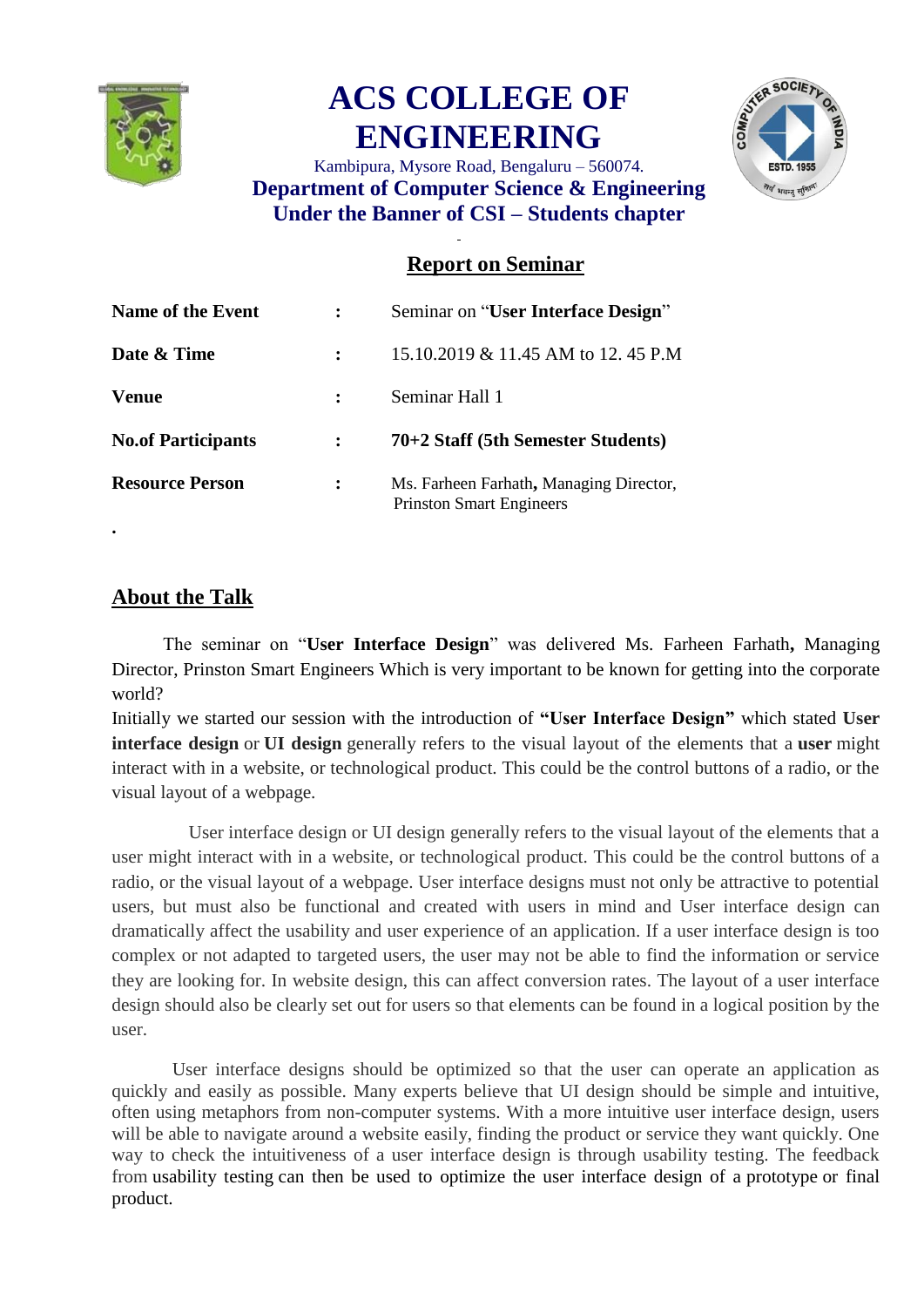# ACS COLLEGE OF ENGINEERING

Kambipura, Mysore Road, Bengaluru – 560074.

**Department of Computer Science & Engineering**

**Under the Banner of CSI – Students chapter**

## Report on Seminar

| | | |
|---|---|---|
| **Name of the Event** | **:** | Seminar on "**User Interface Design**" |
| **Date & Time** | **:** | 15.10.2019 & 11.45 AM to 12. 45 P.M |
| **Venue** | **:** | Seminar Hall 1 |
| **No.of Participants** | **:** | **70+2 Staff (5th Semester Students)** |
| **Resource Person** | **:** | Ms. Farheen Farhath**,** Managing Director, Prinston Smart Engineers |

## About the Talk

The seminar on "**User Interface Design**" was delivered Ms. Farheen Farhath**,** Managing Director, Prinston Smart Engineers Which is very important to be known for getting into the corporate world?

Initially we started our session with the introduction of **"User Interface Design"** which stated **User interface design** or **UI design** generally refers to the visual layout of the elements that a **user** might interact with in a website, or technological product. This could be the control buttons of a radio, or the visual layout of a webpage.

User interface design or UI design generally refers to the visual layout of the elements that a user might interact with in a website, or technological product. This could be the control buttons of a radio, or the visual layout of a webpage. User interface designs must not only be attractive to potential users, but must also be functional and created with users in mind and User interface design can dramatically affect the usability and user experience of an application. If a user interface design is too complex or not adapted to targeted users, the user may not be able to find the information or service they are looking for. In website design, this can affect conversion rates. The layout of a user interface design should also be clearly set out for users so that elements can be found in a logical position by the user.

User interface designs should be optimized so that the user can operate an application as quickly and easily as possible. Many experts believe that UI design should be simple and intuitive, often using metaphors from non-computer systems. With a more intuitive user interface design, users will be able to navigate around a website easily, finding the product or service they want quickly. One way to check the intuitiveness of a user interface design is through usability testing. The feedback from usability testing can then be used to optimize the user interface design of a prototype or final product.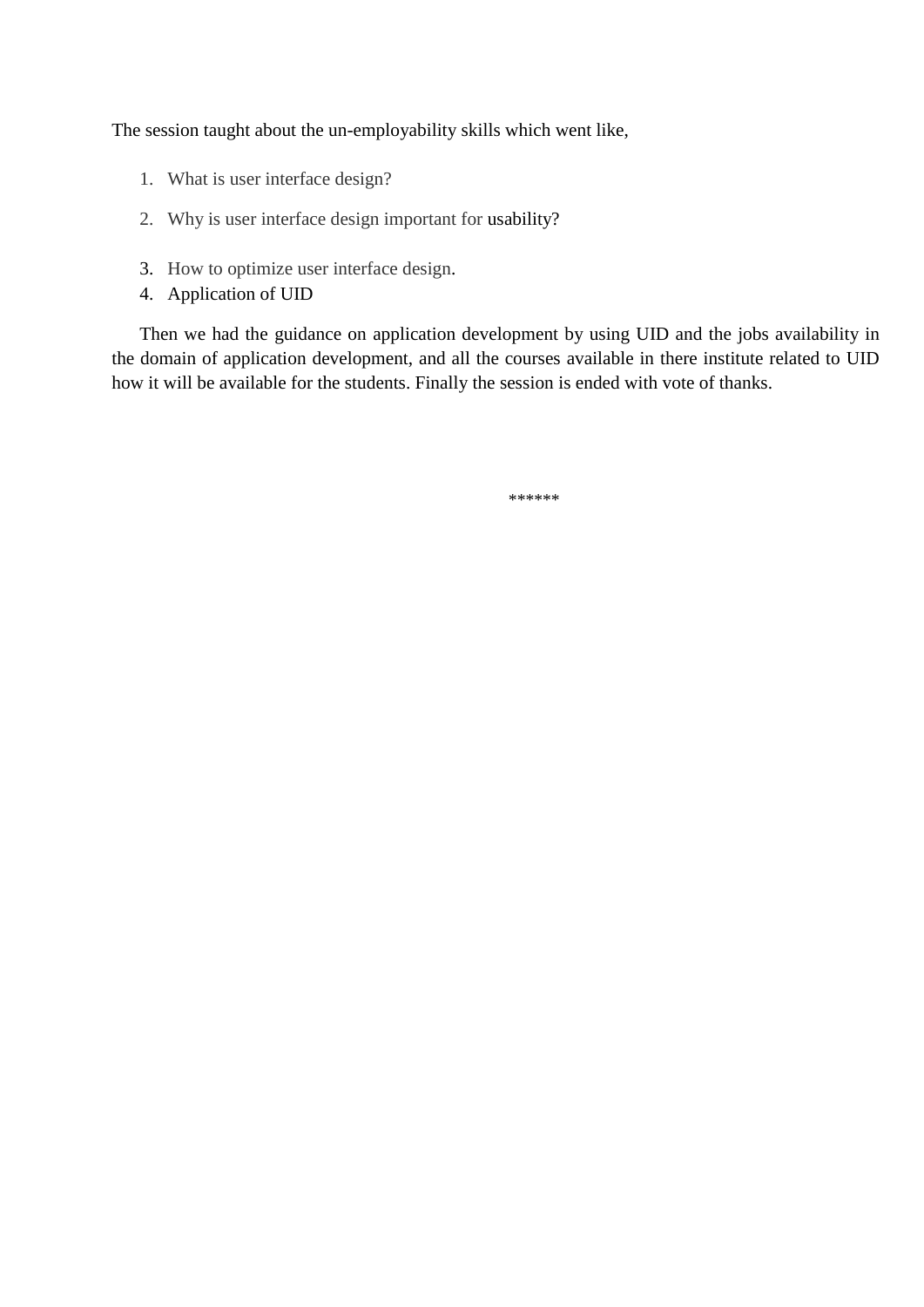The session taught about the un-employability skills which went like,

1. What is user interface design?
2. Why is user interface design important for usability?
3. How to optimize user interface design.
4. Application of UID

Then we had the guidance on application development by using UID and the jobs availability in the domain of application development, and all the courses available in there institute related to UID how it will be available for the students. Finally the session is ended with vote of thanks.

******